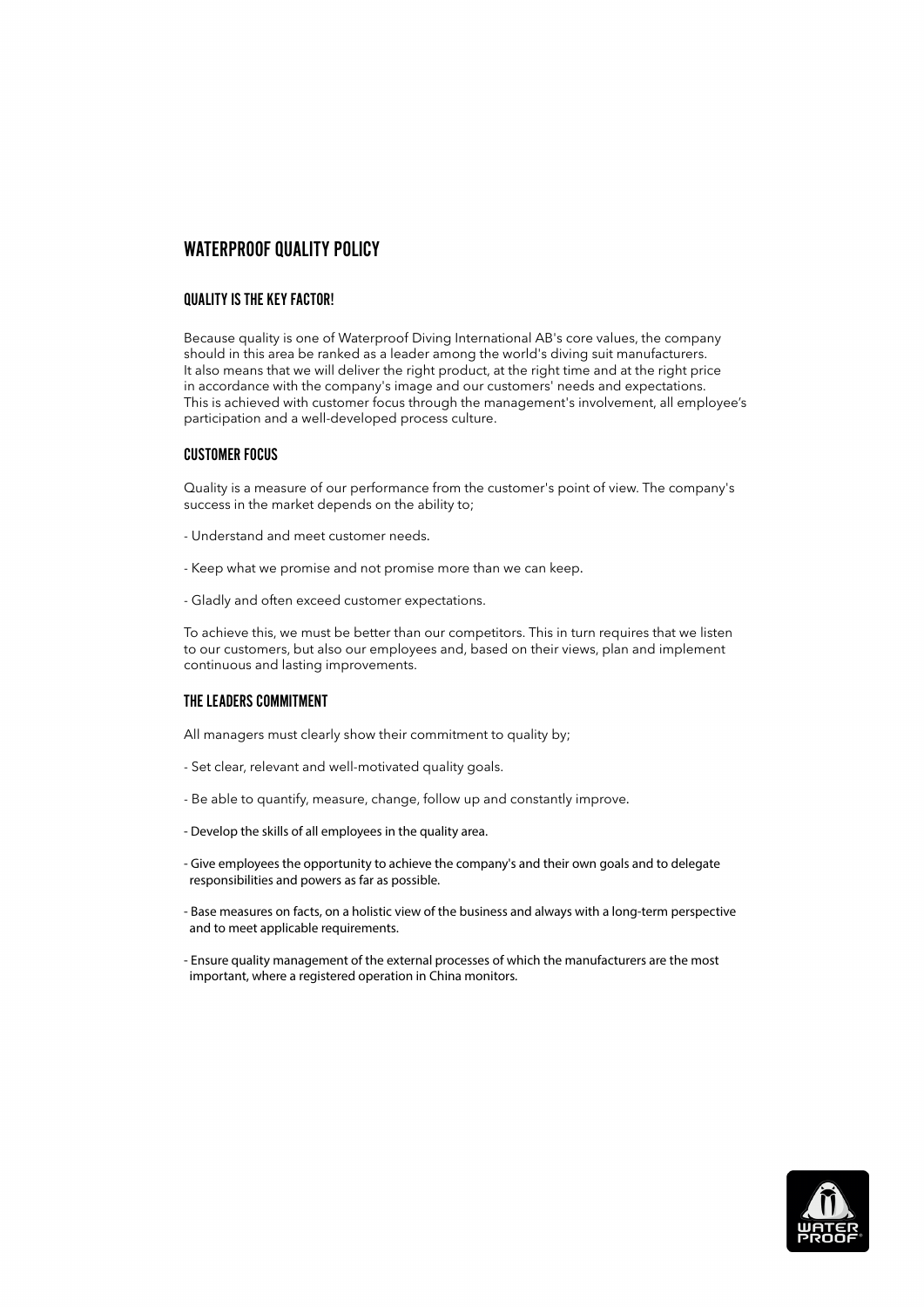# WATERPROOF QUALITY POLICY

## QUALITY IS THE KEY FACTOR!

Because quality is one of Waterproof Diving International AB's core values, the company should in this area be ranked as a leader among the world's diving suit manufacturers. It also means that we will deliver the right product, at the right time and at the right price in accordance with the company's image and our customers' needs and expectations. This is achieved with customer focus through the management's involvement, all employee's participation and a well-developed process culture.

## CUSTOMER FOCUS

Quality is a measure of our performance from the customer's point of view. The company's success in the market depends on the ability to;

- Understand and meet customer needs.

- Keep what we promise and not promise more than we can keep.

- Gladly and often exceed customer expectations.

To achieve this, we must be better than our competitors. This in turn requires that we listen to our customers, but also our employees and, based on their views, plan and implement continuous and lasting improvements.

## THE LEADERS COMMITMENT

All managers must clearly show their commitment to quality by;

- Set clear, relevant and well-motivated quality goals.

- Be able to quantify, measure, change, follow up and constantly improve.

- Develop the skills of all employees in the quality area.

- Give employees the opportunity to achieve the company's and their own goals and to delegate responsibilities and powers as far as possible.

- Base measures on facts, on a holistic view of the business and always with a long-term perspective and to meet applicable requirements.

- Ensure quality management of the external processes of which the manufacturers are the most important, where a registered operation in China monitors.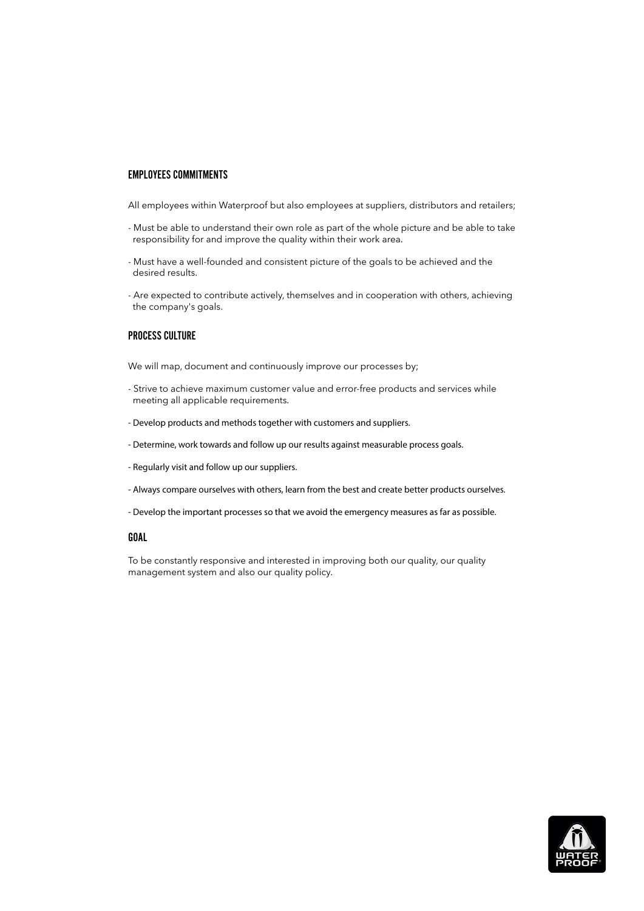## EMPLOYEES COMMITMENTS

All employees within Waterproof but also employees at suppliers, distributors and retailers;

- Must be able to understand their own role as part of the whole picture and be able to take responsibility for and improve the quality within their work area.
- Must have a well-founded and consistent picture of the goals to be achieved and the desired results.
- Are expected to contribute actively, themselves and in cooperation with others, achieving the company's goals.

## PROCESS CULTURE

We will map, document and continuously improve our processes by;

- Strive to achieve maximum customer value and error-free products and services while meeting all applicable requirements.
- Develop products and methods together with customers and suppliers.
- Determine, work towards and follow up our results against measurable process goals.
- Regularly visit and follow up our suppliers.
- Always compare ourselves with others, learn from the best and create better products ourselves.
- Develop the important processes so that we avoid the emergency measures as far as possible.

## GOAL

To be constantly responsive and interested in improving both our quality, our quality management system and also our quality policy.